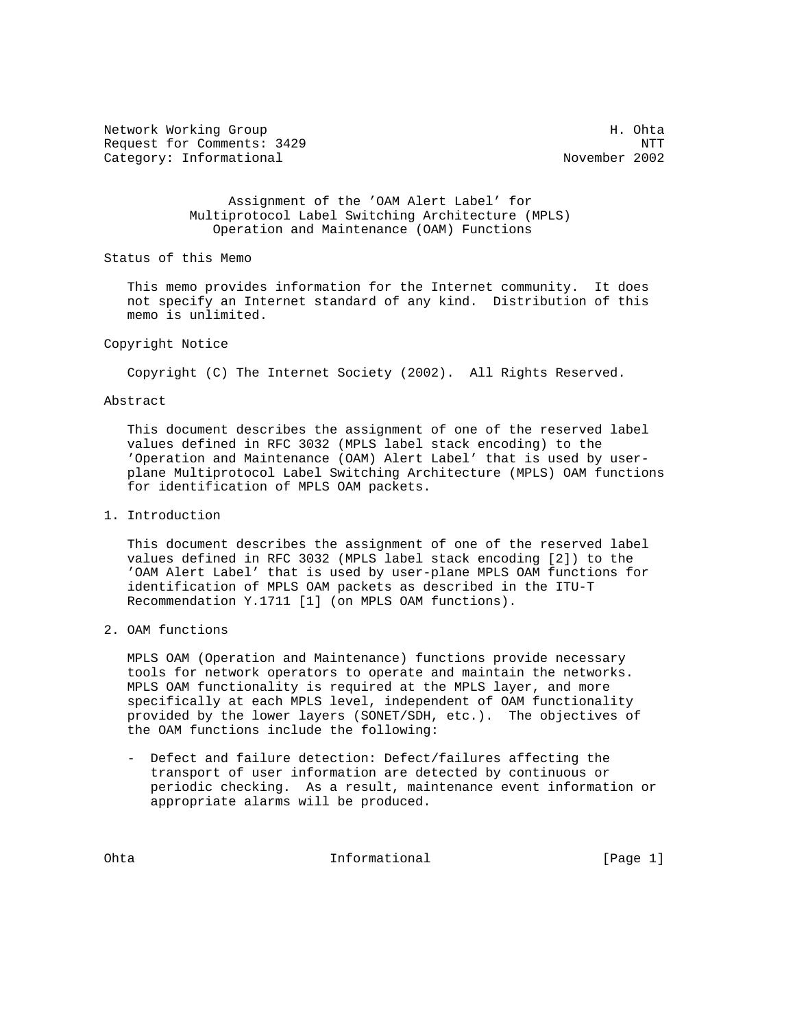Network Working Group H. Ohta
Request for Comments: 3429 NTT
Category: Informational November 2002

# Assignment of the 'OAM Alert Label' for Multiprotocol Label Switching Architecture (MPLS) Operation and Maintenance (OAM) Functions

## Status of this Memo

This memo provides information for the Internet community. It does not specify an Internet standard of any kind. Distribution of this memo is unlimited.

## Copyright Notice

Copyright (C) The Internet Society (2002). All Rights Reserved.

## Abstract

This document describes the assignment of one of the reserved label values defined in RFC 3032 (MPLS label stack encoding) to the 'Operation and Maintenance (OAM) Alert Label' that is used by user-plane Multiprotocol Label Switching Architecture (MPLS) OAM functions for identification of MPLS OAM packets.

## 1. Introduction

This document describes the assignment of one of the reserved label values defined in RFC 3032 (MPLS label stack encoding [2]) to the 'OAM Alert Label' that is used by user-plane MPLS OAM functions for identification of MPLS OAM packets as described in the ITU-T Recommendation Y.1711 [1] (on MPLS OAM functions).

## 2. OAM functions

MPLS OAM (Operation and Maintenance) functions provide necessary tools for network operators to operate and maintain the networks. MPLS OAM functionality is required at the MPLS layer, and more specifically at each MPLS level, independent of OAM functionality provided by the lower layers (SONET/SDH, etc.). The objectives of the OAM functions include the following:

- Defect and failure detection: Defect/failures affecting the transport of user information are detected by continuous or periodic checking. As a result, maintenance event information or appropriate alarms will be produced.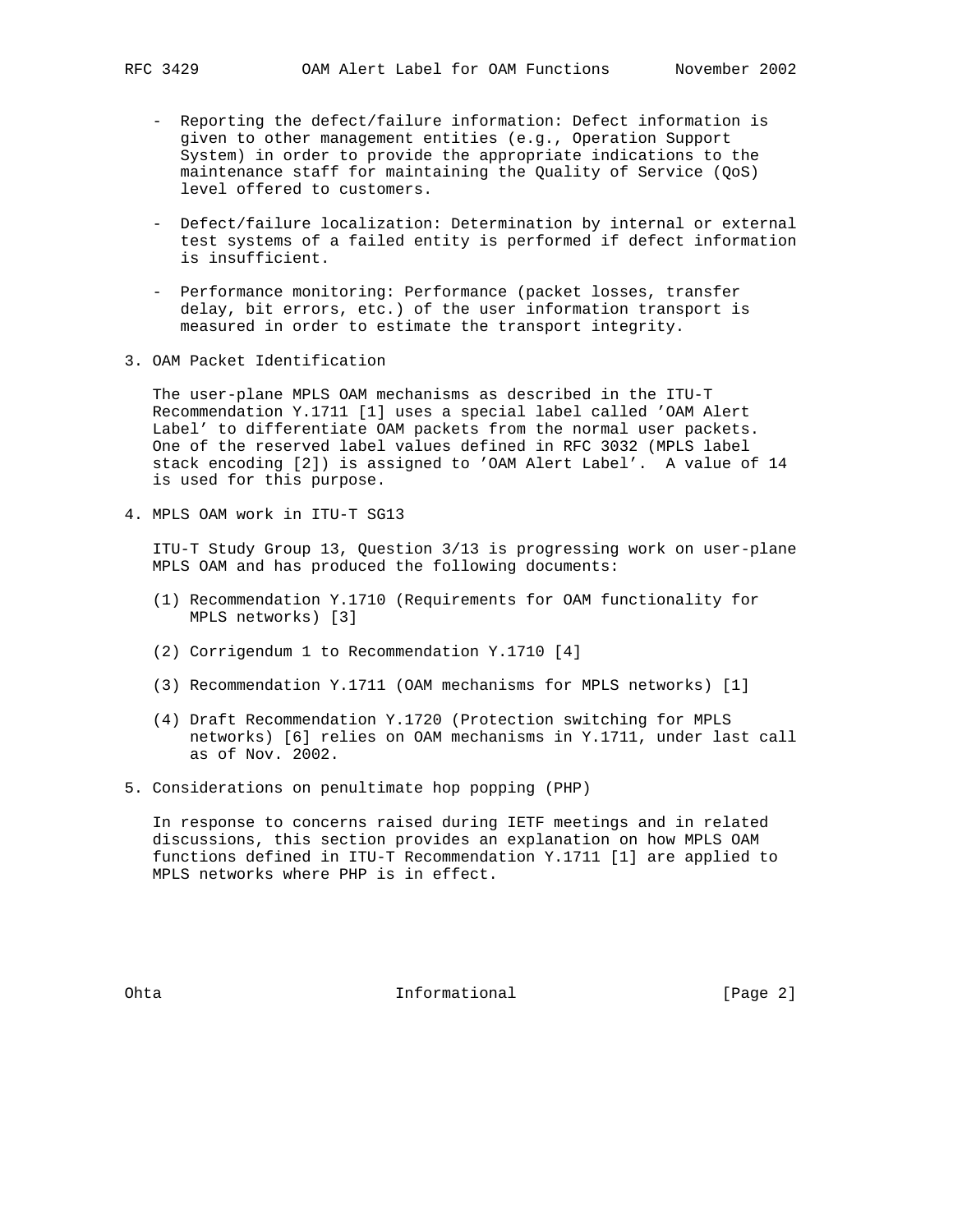- Reporting the defect/failure information: Defect information is given to other management entities (e.g., Operation Support System) in order to provide the appropriate indications to the maintenance staff for maintaining the Quality of Service (QoS) level offered to customers.

- Defect/failure localization: Determination by internal or external test systems of a failed entity is performed if defect information is insufficient.

- Performance monitoring: Performance (packet losses, transfer delay, bit errors, etc.) of the user information transport is measured in order to estimate the transport integrity.

## 3. OAM Packet Identification

The user-plane MPLS OAM mechanisms as described in the ITU-T Recommendation Y.1711 [1] uses a special label called 'OAM Alert Label' to differentiate OAM packets from the normal user packets. One of the reserved label values defined in RFC 3032 (MPLS label stack encoding [2]) is assigned to 'OAM Alert Label'. A value of 14 is used for this purpose.

## 4. MPLS OAM work in ITU-T SG13

ITU-T Study Group 13, Question 3/13 is progressing work on user-plane MPLS OAM and has produced the following documents:

(1) Recommendation Y.1710 (Requirements for OAM functionality for MPLS networks) [3]

(2) Corrigendum 1 to Recommendation Y.1710 [4]

(3) Recommendation Y.1711 (OAM mechanisms for MPLS networks) [1]

(4) Draft Recommendation Y.1720 (Protection switching for MPLS networks) [6] relies on OAM mechanisms in Y.1711, under last call as of Nov. 2002.

## 5. Considerations on penultimate hop popping (PHP)

In response to concerns raised during IETF meetings and in related discussions, this section provides an explanation on how MPLS OAM functions defined in ITU-T Recommendation Y.1711 [1] are applied to MPLS networks where PHP is in effect.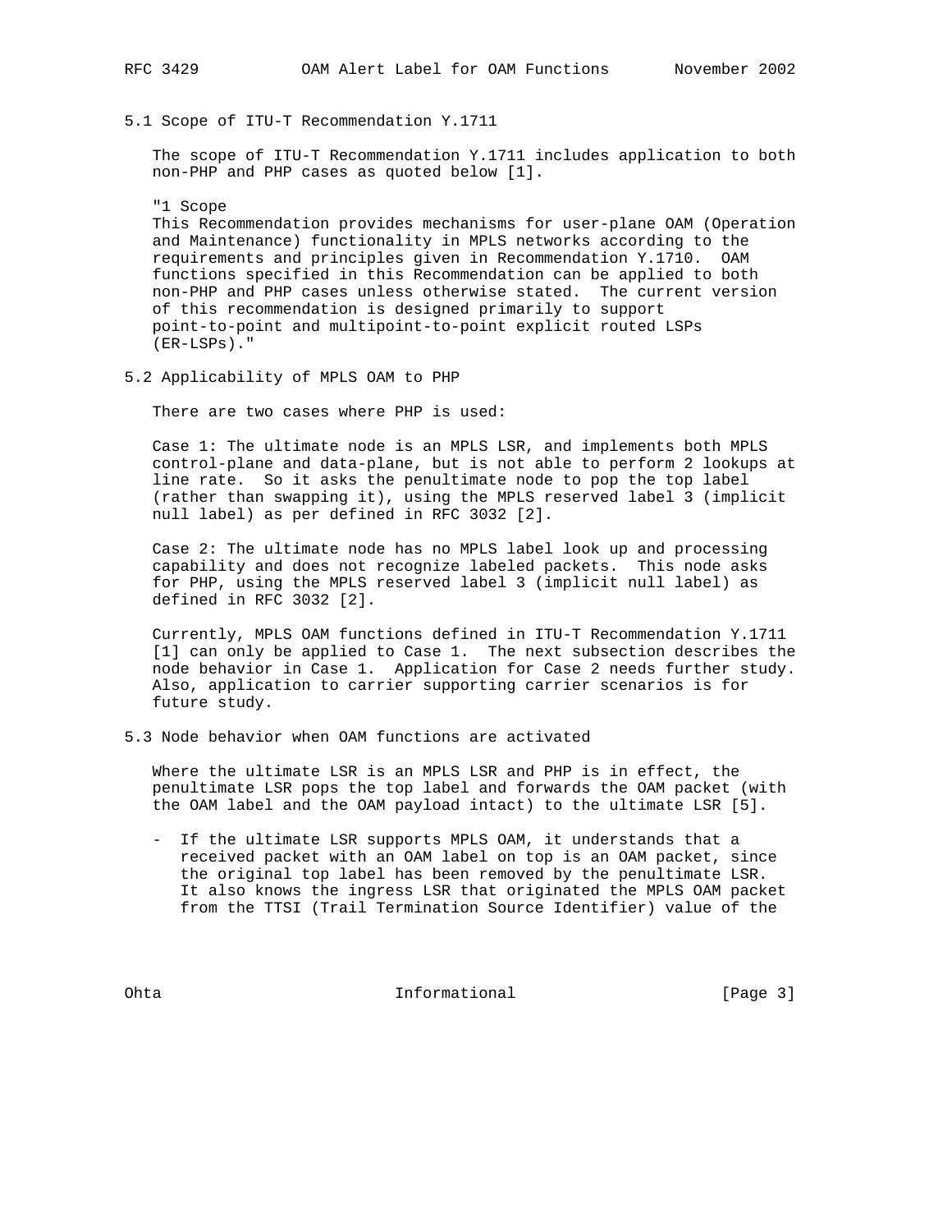## 5.1 Scope of ITU-T Recommendation Y.1711

The scope of ITU-T Recommendation Y.1711 includes application to both non-PHP and PHP cases as quoted below [1].

"1 Scope
This Recommendation provides mechanisms for user-plane OAM (Operation and Maintenance) functionality in MPLS networks according to the requirements and principles given in Recommendation Y.1710. OAM functions specified in this Recommendation can be applied to both non-PHP and PHP cases unless otherwise stated. The current version of this recommendation is designed primarily to support point-to-point and multipoint-to-point explicit routed LSPs (ER-LSPs)."

## 5.2 Applicability of MPLS OAM to PHP

There are two cases where PHP is used:

Case 1: The ultimate node is an MPLS LSR, and implements both MPLS control-plane and data-plane, but is not able to perform 2 lookups at line rate. So it asks the penultimate node to pop the top label (rather than swapping it), using the MPLS reserved label 3 (implicit null label) as per defined in RFC 3032 [2].

Case 2: The ultimate node has no MPLS label look up and processing capability and does not recognize labeled packets. This node asks for PHP, using the MPLS reserved label 3 (implicit null label) as defined in RFC 3032 [2].

Currently, MPLS OAM functions defined in ITU-T Recommendation Y.1711 [1] can only be applied to Case 1. The next subsection describes the node behavior in Case 1. Application for Case 2 needs further study. Also, application to carrier supporting carrier scenarios is for future study.

## 5.3 Node behavior when OAM functions are activated

Where the ultimate LSR is an MPLS LSR and PHP is in effect, the penultimate LSR pops the top label and forwards the OAM packet (with the OAM label and the OAM payload intact) to the ultimate LSR [5].

- If the ultimate LSR supports MPLS OAM, it understands that a received packet with an OAM label on top is an OAM packet, since the original top label has been removed by the penultimate LSR. It also knows the ingress LSR that originated the MPLS OAM packet from the TTSI (Trail Termination Source Identifier) value of the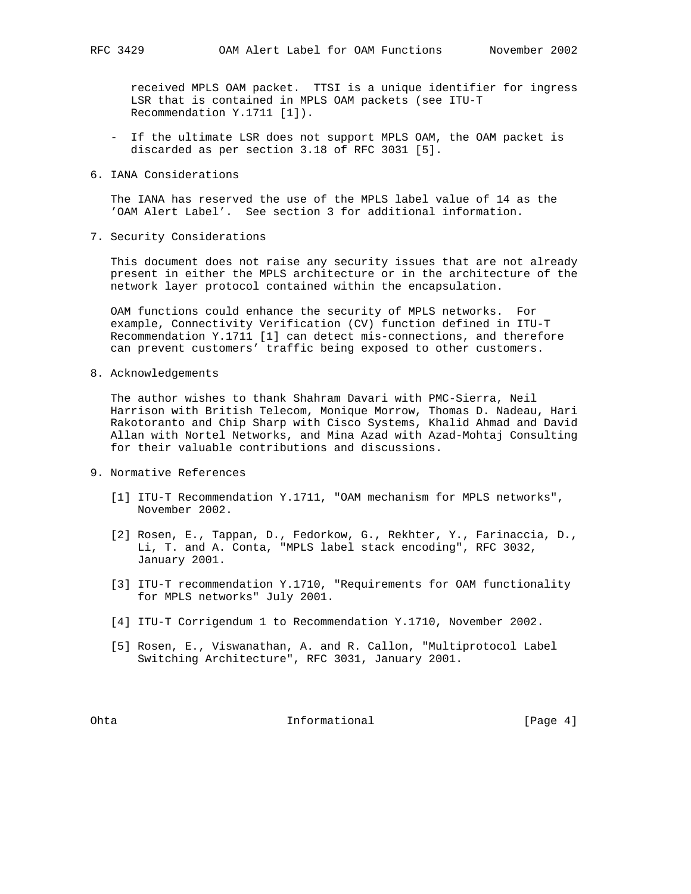received MPLS OAM packet. TTSI is a unique identifier for ingress LSR that is contained in MPLS OAM packets (see ITU-T Recommendation Y.1711 [1]).

- If the ultimate LSR does not support MPLS OAM, the OAM packet is discarded as per section 3.18 of RFC 3031 [5].

## 6. IANA Considerations

The IANA has reserved the use of the MPLS label value of 14 as the 'OAM Alert Label'. See section 3 for additional information.

## 7. Security Considerations

This document does not raise any security issues that are not already present in either the MPLS architecture or in the architecture of the network layer protocol contained within the encapsulation.

OAM functions could enhance the security of MPLS networks. For example, Connectivity Verification (CV) function defined in ITU-T Recommendation Y.1711 [1] can detect mis-connections, and therefore can prevent customers' traffic being exposed to other customers.

## 8. Acknowledgements

The author wishes to thank Shahram Davari with PMC-Sierra, Neil Harrison with British Telecom, Monique Morrow, Thomas D. Nadeau, Hari Rakotoranto and Chip Sharp with Cisco Systems, Khalid Ahmad and David Allan with Nortel Networks, and Mina Azad with Azad-Mohtaj Consulting for their valuable contributions and discussions.

## 9. Normative References

[1] ITU-T Recommendation Y.1711, "OAM mechanism for MPLS networks", November 2002.

[2] Rosen, E., Tappan, D., Fedorkow, G., Rekhter, Y., Farinaccia, D., Li, T. and A. Conta, "MPLS label stack encoding", RFC 3032, January 2001.

[3] ITU-T recommendation Y.1710, "Requirements for OAM functionality for MPLS networks" July 2001.

[4] ITU-T Corrigendum 1 to Recommendation Y.1710, November 2002.

[5] Rosen, E., Viswanathan, A. and R. Callon, "Multiprotocol Label Switching Architecture", RFC 3031, January 2001.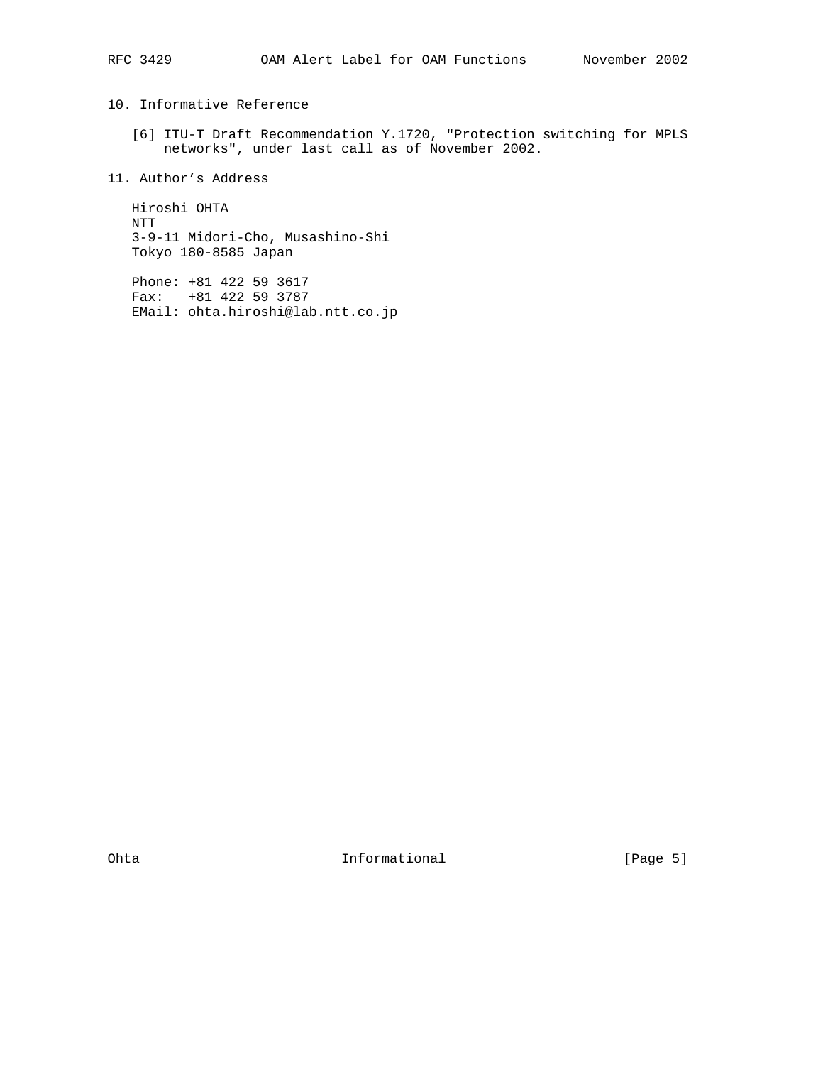## 10. Informative Reference

[6] ITU-T Draft Recommendation Y.1720, "Protection switching for MPLS networks", under last call as of November 2002.

## 11. Author's Address

Hiroshi OHTA
NTT
3-9-11 Midori-Cho, Musashino-Shi
Tokyo 180-8585 Japan

Phone: +81 422 59 3617
Fax: +81 422 59 3787
EMail: ohta.hiroshi@lab.ntt.co.jp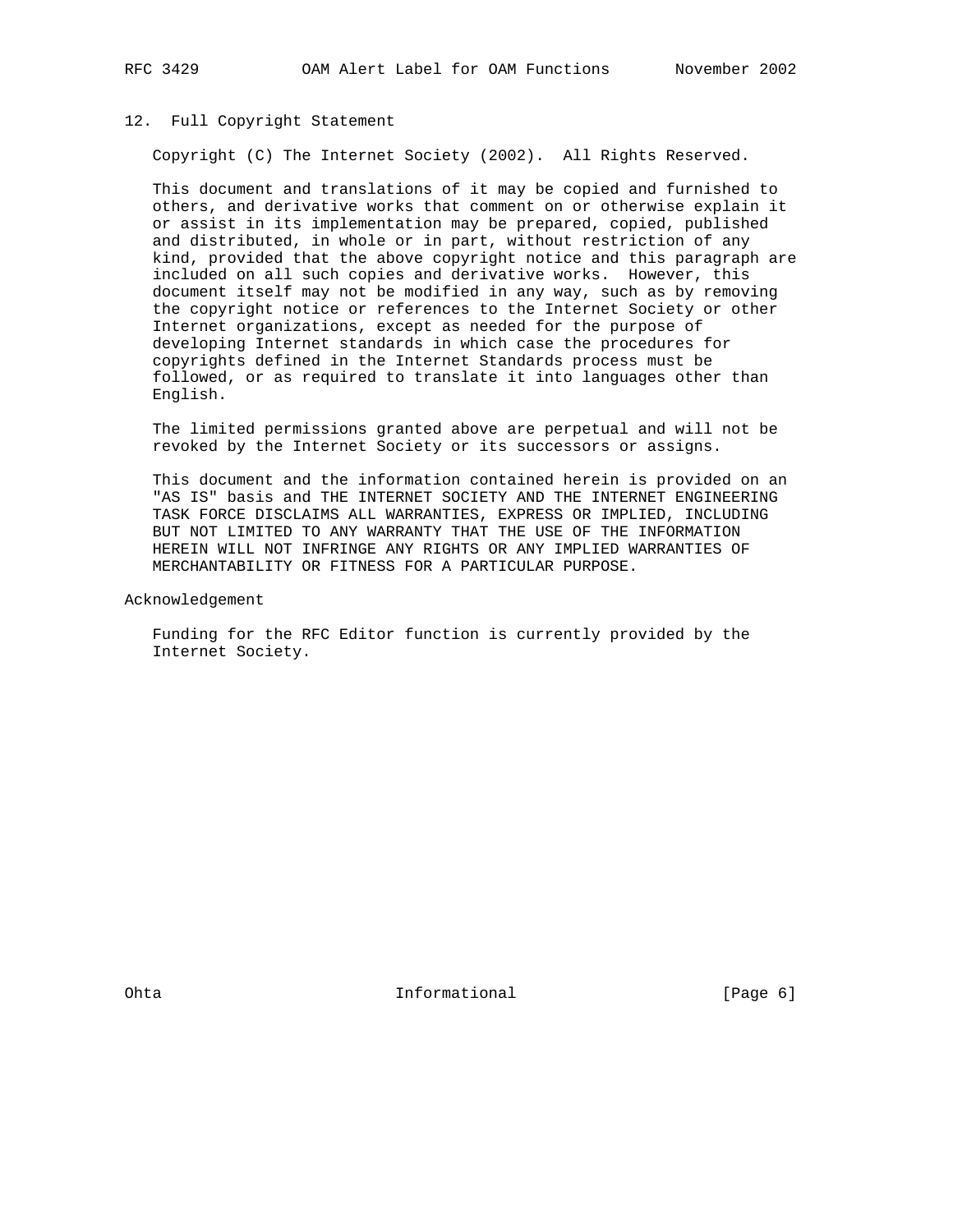## 12. Full Copyright Statement

Copyright (C) The Internet Society (2002). All Rights Reserved.

This document and translations of it may be copied and furnished to others, and derivative works that comment on or otherwise explain it or assist in its implementation may be prepared, copied, published and distributed, in whole or in part, without restriction of any kind, provided that the above copyright notice and this paragraph are included on all such copies and derivative works. However, this document itself may not be modified in any way, such as by removing the copyright notice or references to the Internet Society or other Internet organizations, except as needed for the purpose of developing Internet standards in which case the procedures for copyrights defined in the Internet Standards process must be followed, or as required to translate it into languages other than English.

The limited permissions granted above are perpetual and will not be revoked by the Internet Society or its successors or assigns.

This document and the information contained herein is provided on an "AS IS" basis and THE INTERNET SOCIETY AND THE INTERNET ENGINEERING TASK FORCE DISCLAIMS ALL WARRANTIES, EXPRESS OR IMPLIED, INCLUDING BUT NOT LIMITED TO ANY WARRANTY THAT THE USE OF THE INFORMATION HEREIN WILL NOT INFRINGE ANY RIGHTS OR ANY IMPLIED WARRANTIES OF MERCHANTABILITY OR FITNESS FOR A PARTICULAR PURPOSE.

## Acknowledgement

Funding for the RFC Editor function is currently provided by the Internet Society.